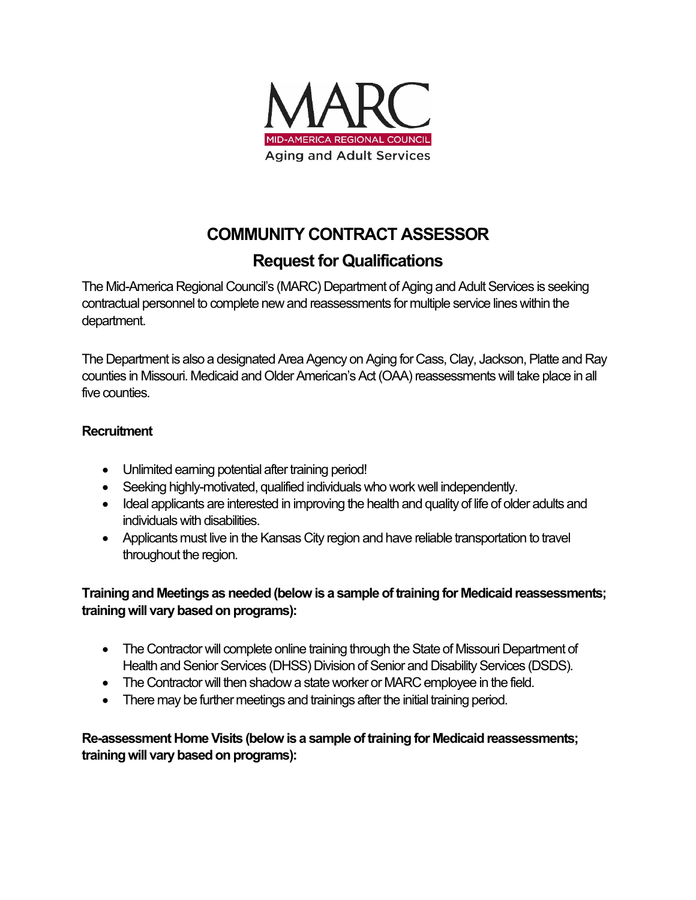MARC
MID-AMERICA REGIONAL COUNCIL
Aging and Adult Services

# COMMUNITY CONTRACT ASSESSOR

## Request for Qualifications

The Mid-America Regional Council's (MARC) Department of Aging and Adult Services is seeking contractual personnel to complete new and reassessments for multiple service lines within the department.

The Department is also a designated Area Agency on Aging for Cass, Clay, Jackson, Platte and Ray counties in Missouri. Medicaid and Older American's Act (OAA) reassessments will take place in all five counties.

**Recruitment**

- Unlimited earning potential after training period!
- Seeking highly-motivated, qualified individuals who work well independently.
- Ideal applicants are interested in improving the health and quality of life of older adults and individuals with disabilities.
- Applicants must live in the Kansas City region and have reliable transportation to travel throughout the region.

**Training and Meetings as needed (below is a sample of training for Medicaid reassessments; training will vary based on programs):**

- The Contractor will complete online training through the State of Missouri Department of Health and Senior Services (DHSS) Division of Senior and Disability Services (DSDS).
- The Contractor will then shadow a state worker or MARC employee in the field.
- There may be further meetings and trainings after the initial training period.

**Re-assessment Home Visits (below is a sample of training for Medicaid reassessments; training will vary based on programs):**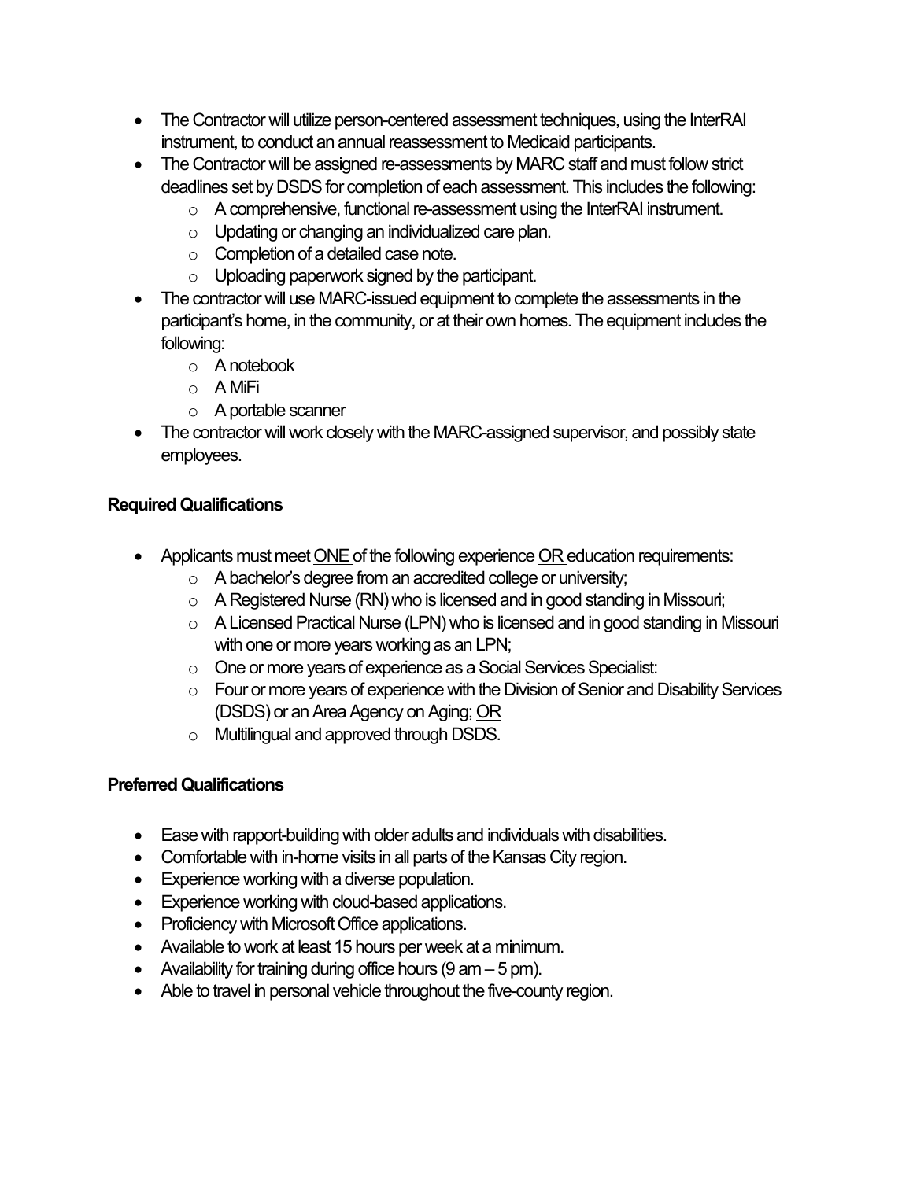- The Contractor will utilize person-centered assessment techniques, using the InterRAI instrument, to conduct an annual reassessment to Medicaid participants.
- The Contractor will be assigned re-assessments by MARC staff and must follow strict deadlines set by DSDS for completion of each assessment. This includes the following:
    - A comprehensive, functional re-assessment using the InterRAI instrument.
    - Updating or changing an individualized care plan.
    - Completion of a detailed case note.
    - Uploading paperwork signed by the participant.
- The contractor will use MARC-issued equipment to complete the assessments in the participant's home, in the community, or at their own homes. The equipment includes the following:
    - A notebook
    - A MiFi
    - A portable scanner
- The contractor will work closely with the MARC-assigned supervisor, and possibly state employees.

**Required Qualifications**

- Applicants must meet <u>ONE</u> of the following experience <u>OR</u> education requirements:
    - A bachelor's degree from an accredited college or university;
    - A Registered Nurse (RN) who is licensed and in good standing in Missouri;
    - A Licensed Practical Nurse (LPN) who is licensed and in good standing in Missouri with one or more years working as an LPN;
    - One or more years of experience as a Social Services Specialist:
    - Four or more years of experience with the Division of Senior and Disability Services (DSDS) or an Area Agency on Aging; <u>OR</u>
    - Multilingual and approved through DSDS.

**Preferred Qualifications**

- Ease with rapport-building with older adults and individuals with disabilities.
- Comfortable with in-home visits in all parts of the Kansas City region.
- Experience working with a diverse population.
- Experience working with cloud-based applications.
- Proficiency with Microsoft Office applications.
- Available to work at least 15 hours per week at a minimum.
- Availability for training during office hours (9 am – 5 pm).
- Able to travel in personal vehicle throughout the five-county region.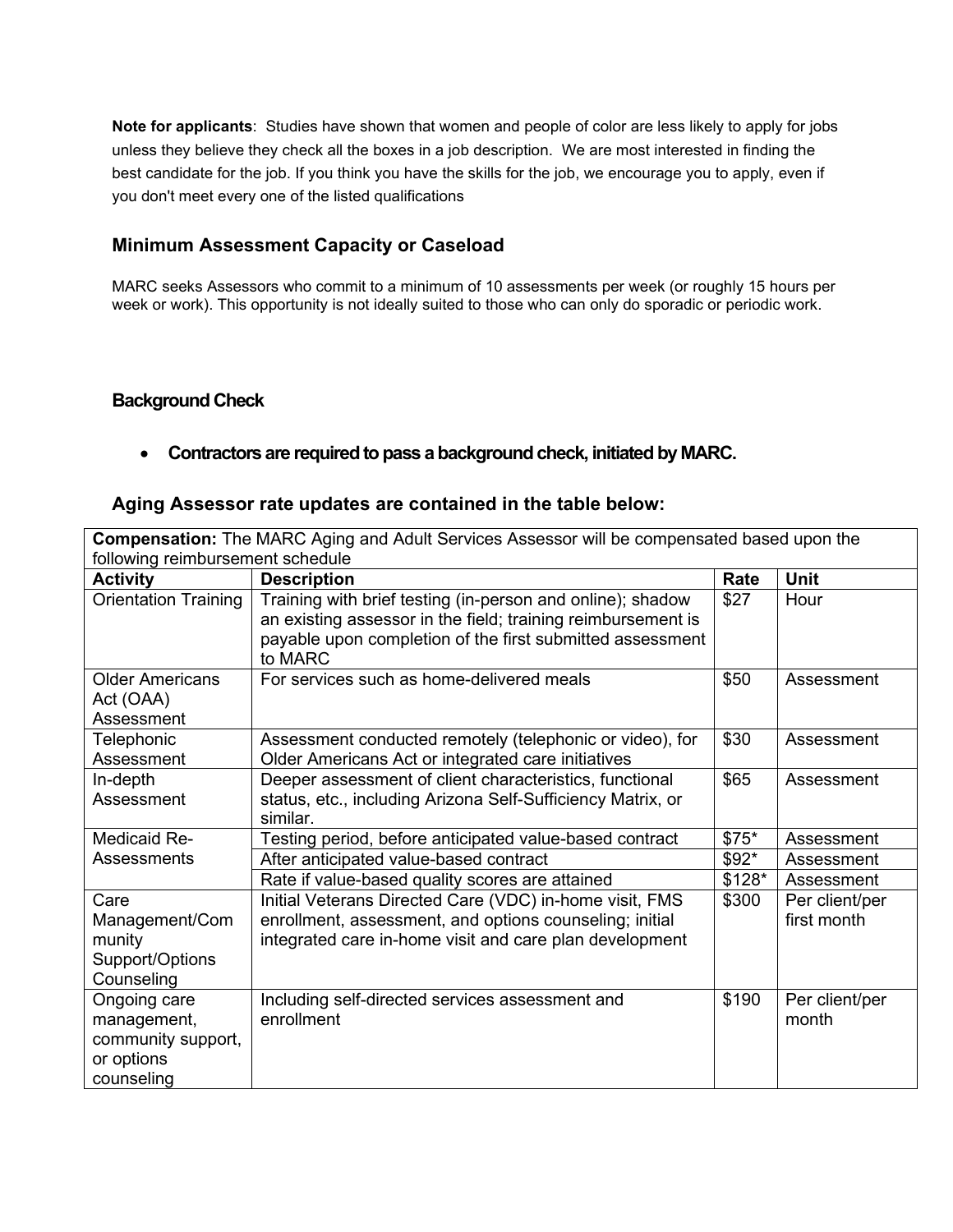**Note for applicants**: Studies have shown that women and people of color are less likely to apply for jobs unless they believe they check all the boxes in a job description. We are most interested in finding the best candidate for the job. If you think you have the skills for the job, we encourage you to apply, even if you don't meet every one of the listed qualifications

### Minimum Assessment Capacity or Caseload

MARC seeks Assessors who commit to a minimum of 10 assessments per week (or roughly 15 hours per week or work). This opportunity is not ideally suited to those who can only do sporadic or periodic work.

### Background Check

- **Contractors are required to pass a background check, initiated by MARC.**

### Aging Assessor rate updates are contained in the table below:

**Compensation:** The MARC Aging and Adult Services Assessor will be compensated based upon the following reimbursement schedule

| Activity | Description | Rate | Unit |
|---|---|---|---|
| Orientation Training | Training with brief testing (in-person and online); shadow an existing assessor in the field; training reimbursement is payable upon completion of the first submitted assessment to MARC | $27 | Hour |
| Older Americans Act (OAA) Assessment | For services such as home-delivered meals | $50 | Assessment |
| Telephonic Assessment | Assessment conducted remotely (telephonic or video), for Older Americans Act or integrated care initiatives | $30 | Assessment |
| In-depth Assessment | Deeper assessment of client characteristics, functional status, etc., including Arizona Self-Sufficiency Matrix, or similar. | $65 | Assessment |
| Medicaid Re-Assessments | Testing period, before anticipated value-based contract | $75* | Assessment |
| | After anticipated value-based contract | $92* | Assessment |
| | Rate if value-based quality scores are attained | $128* | Assessment |
| Care Management/Community Support/Options Counseling | Initial Veterans Directed Care (VDC) in-home visit, FMS enrollment, assessment, and options counseling; initial integrated care in-home visit and care plan development | $300 | Per client/per first month |
| Ongoing care management, community support, or options counseling | Including self-directed services assessment and enrollment | $190 | Per client/per month |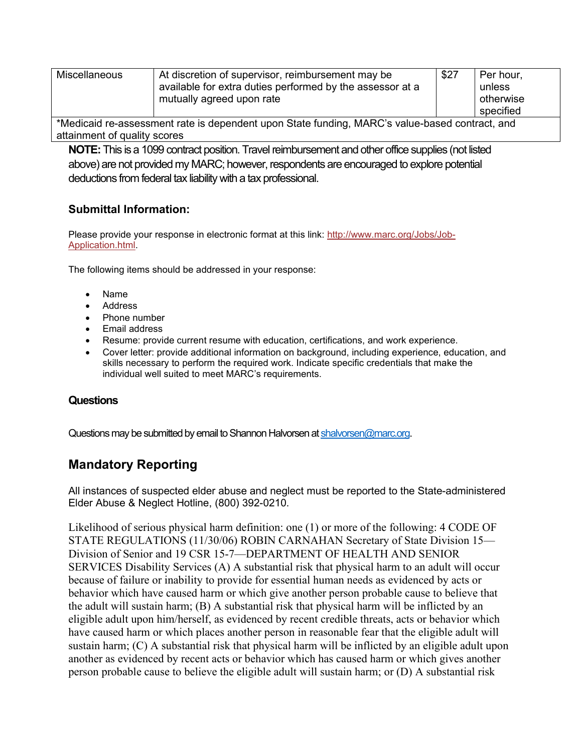| Miscellaneous | At discretion of supervisor, reimbursement may be available for extra duties performed by the assessor at a mutually agreed upon rate | $27 | Per hour, unless otherwise specified |
|---|---|---|---|
| *Medicaid re-assessment rate is dependent upon State funding, MARC's value-based contract, and attainment of quality scores | | | |

**NOTE:** This is a 1099 contract position. Travel reimbursement and other office supplies (not listed above) are not provided my MARC; however, respondents are encouraged to explore potential deductions from federal tax liability with a tax professional.

### Submittal Information:

Please provide your response in electronic format at this link: http://www.marc.org/Jobs/Job-Application.html.

The following items should be addressed in your response:

- Name
- Address
- Phone number
- Email address
- Resume: provide current resume with education, certifications, and work experience.
- Cover letter: provide additional information on background, including experience, education, and skills necessary to perform the required work. Indicate specific credentials that make the individual well suited to meet MARC's requirements.

### Questions

Questions may be submitted by email to Shannon Halvorsen at shalvorsen@marc.org.

## Mandatory Reporting

All instances of suspected elder abuse and neglect must be reported to the State-administered Elder Abuse & Neglect Hotline, (800) 392-0210.

Likelihood of serious physical harm definition: one (1) or more of the following: 4 CODE OF STATE REGULATIONS (11/30/06) ROBIN CARNAHAN Secretary of State Division 15—Division of Senior and 19 CSR 15-7—DEPARTMENT OF HEALTH AND SENIOR SERVICES Disability Services (A) A substantial risk that physical harm to an adult will occur because of failure or inability to provide for essential human needs as evidenced by acts or behavior which have caused harm or which give another person probable cause to believe that the adult will sustain harm; (B) A substantial risk that physical harm will be inflicted by an eligible adult upon him/herself, as evidenced by recent credible threats, acts or behavior which have caused harm or which places another person in reasonable fear that the eligible adult will sustain harm; (C) A substantial risk that physical harm will be inflicted by an eligible adult upon another as evidenced by recent acts or behavior which has caused harm or which gives another person probable cause to believe the eligible adult will sustain harm; or (D) A substantial risk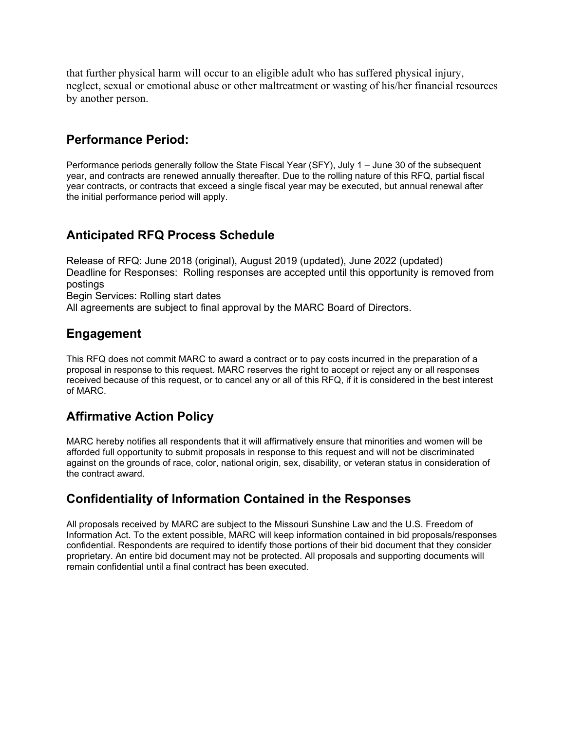that further physical harm will occur to an eligible adult who has suffered physical injury, neglect, sexual or emotional abuse or other maltreatment or wasting of his/her financial resources by another person.

## Performance Period:

Performance periods generally follow the State Fiscal Year (SFY), July 1 – June 30 of the subsequent year, and contracts are renewed annually thereafter. Due to the rolling nature of this RFQ, partial fiscal year contracts, or contracts that exceed a single fiscal year may be executed, but annual renewal after the initial performance period will apply.

## Anticipated RFQ Process Schedule

Release of RFQ: June 2018 (original), August 2019 (updated), June 2022 (updated)
Deadline for Responses: Rolling responses are accepted until this opportunity is removed from postings
Begin Services: Rolling start dates
All agreements are subject to final approval by the MARC Board of Directors.

## Engagement

This RFQ does not commit MARC to award a contract or to pay costs incurred in the preparation of a proposal in response to this request. MARC reserves the right to accept or reject any or all responses received because of this request, or to cancel any or all of this RFQ, if it is considered in the best interest of MARC.

## Affirmative Action Policy

MARC hereby notifies all respondents that it will affirmatively ensure that minorities and women will be afforded full opportunity to submit proposals in response to this request and will not be discriminated against on the grounds of race, color, national origin, sex, disability, or veteran status in consideration of the contract award.

## Confidentiality of Information Contained in the Responses

All proposals received by MARC are subject to the Missouri Sunshine Law and the U.S. Freedom of Information Act. To the extent possible, MARC will keep information contained in bid proposals/responses confidential. Respondents are required to identify those portions of their bid document that they consider proprietary. An entire bid document may not be protected. All proposals and supporting documents will remain confidential until a final contract has been executed.